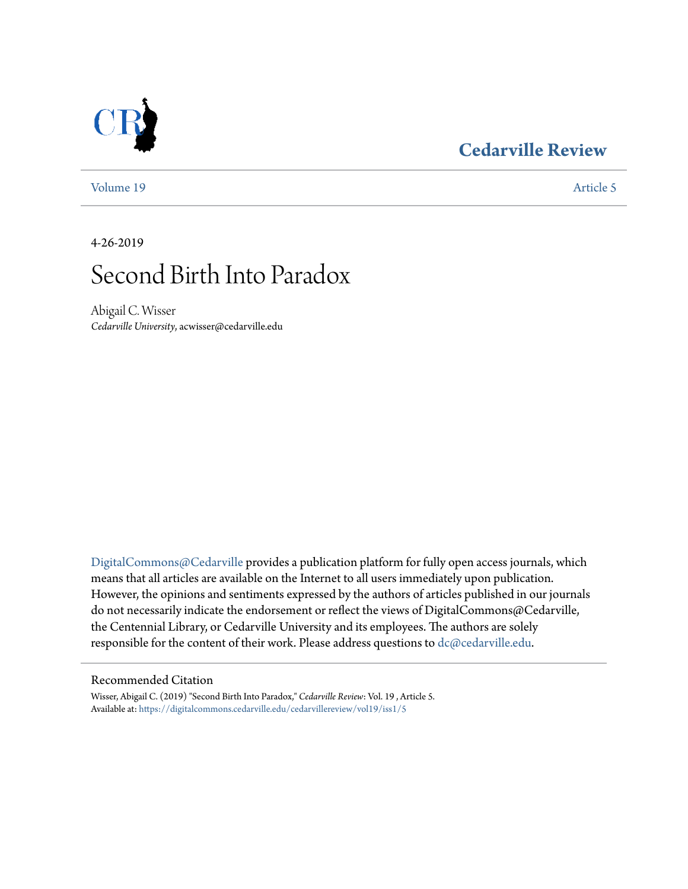# Cedarville Review

Volume 19 | Article 5

4-26-2019

# Second Birth Into Paradox

Abigail C. Wisser
*Cedarville University*, acwisser@cedarville.edu

DigitalCommons@Cedarville provides a publication platform for fully open access journals, which means that all articles are available on the Internet to all users immediately upon publication. However, the opinions and sentiments expressed by the authors of articles published in our journals do not necessarily indicate the endorsement or reflect the views of DigitalCommons@Cedarville, the Centennial Library, or Cedarville University and its employees. The authors are solely responsible for the content of their work. Please address questions to dc@cedarville.edu.

## Recommended Citation

Wisser, Abigail C. (2019) "Second Birth Into Paradox," *Cedarville Review*: Vol. 19 , Article 5.
Available at: https://digitalcommons.cedarville.edu/cedarvillereview/vol19/iss1/5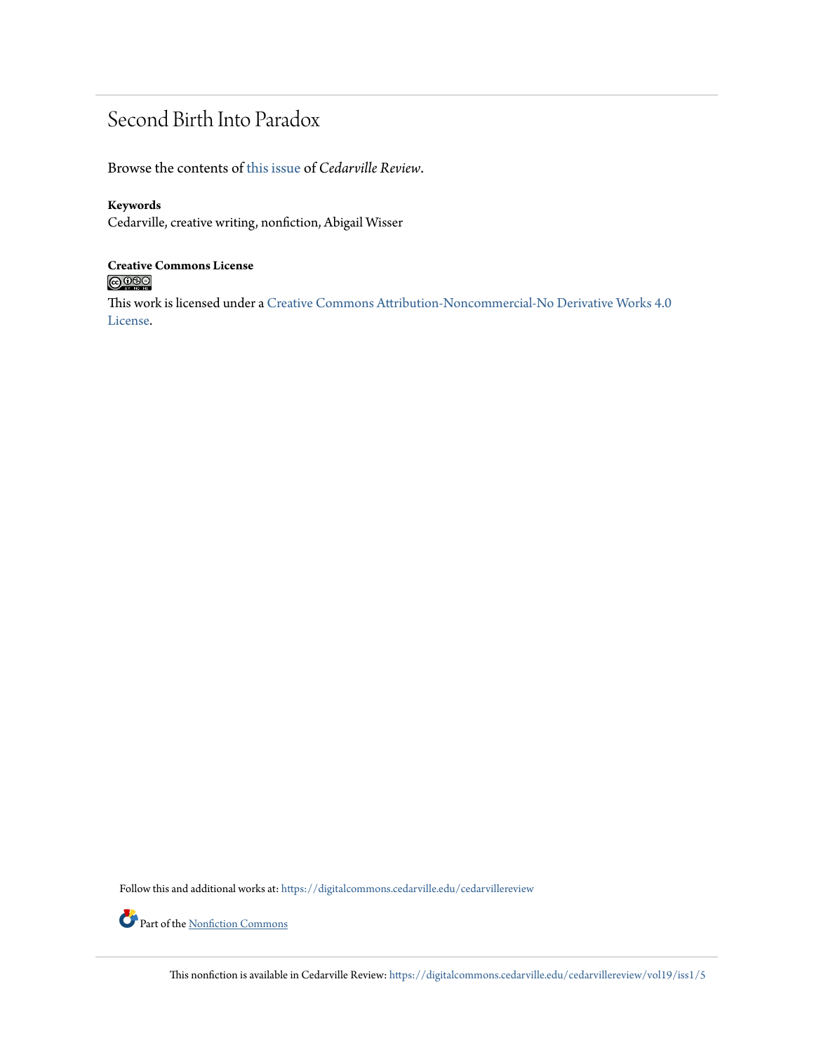# Second Birth Into Paradox

Browse the contents of this issue of *Cedarville Review*.

**Keywords**
Cedarville, creative writing, nonfiction, Abigail Wisser

**Creative Commons License**

This work is licensed under a Creative Commons Attribution-Noncommercial-No Derivative Works 4.0 License.

Follow this and additional works at: https://digitalcommons.cedarville.edu/cedarvillereview

Part of the Nonfiction Commons

This nonfiction is available in Cedarville Review: https://digitalcommons.cedarville.edu/cedarvillereview/vol19/iss1/5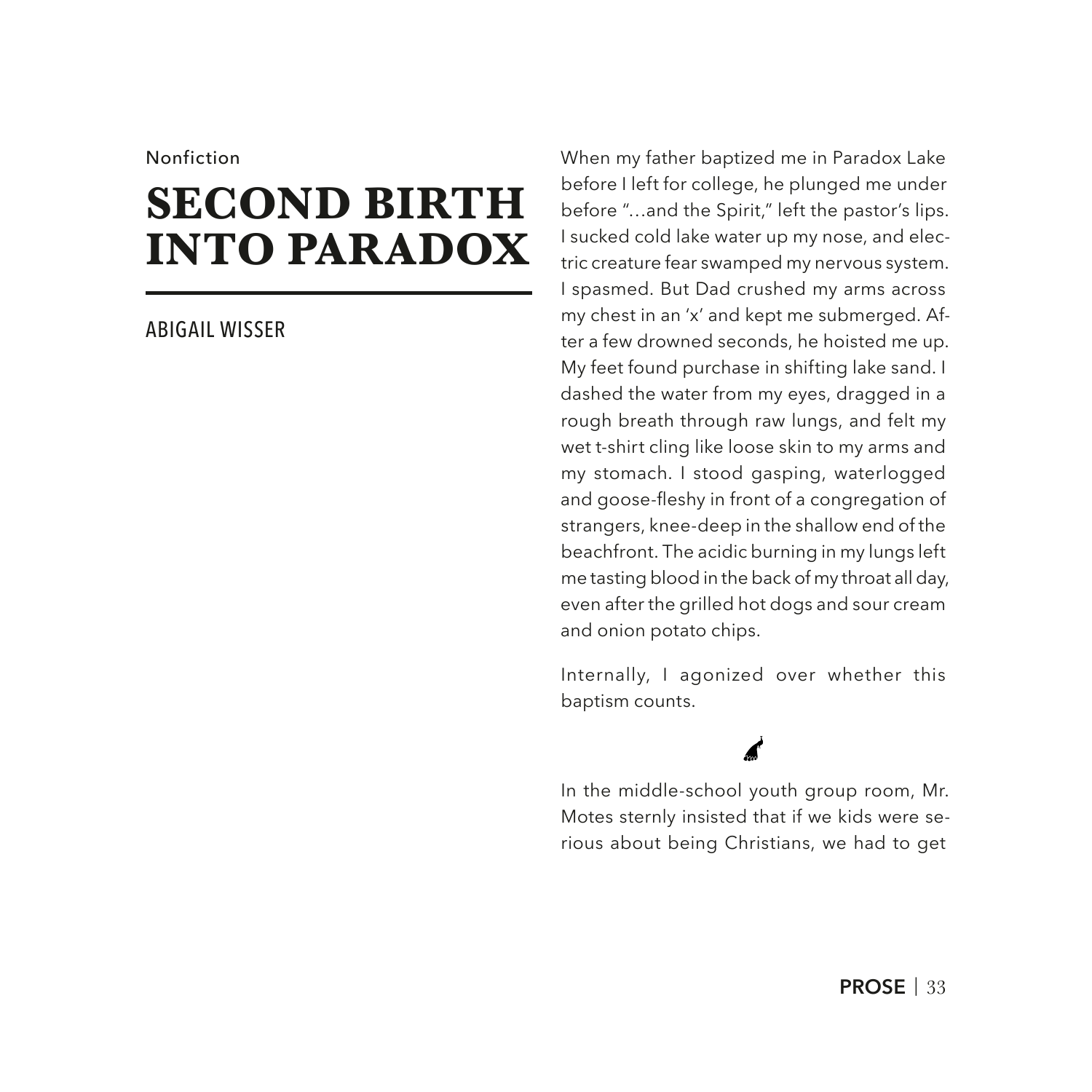Nonfiction

# SECOND BIRTH INTO PARADOX

ABIGAIL WISSER

When my father baptized me in Paradox Lake before I left for college, he plunged me under before "…and the Spirit," left the pastor's lips. I sucked cold lake water up my nose, and electric creature fear swamped my nervous system. I spasmed. But Dad crushed my arms across my chest in an 'x' and kept me submerged. After a few drowned seconds, he hoisted me up. My feet found purchase in shifting lake sand. I dashed the water from my eyes, dragged in a rough breath through raw lungs, and felt my wet t-shirt cling like loose skin to my arms and my stomach. I stood gasping, waterlogged and goose-fleshy in front of a congregation of strangers, knee-deep in the shallow end of the beachfront. The acidic burning in my lungs left me tasting blood in the back of my throat all day, even after the grilled hot dogs and sour cream and onion potato chips.

Internally, I agonized over whether this baptism counts.

In the middle-school youth group room, Mr. Motes sternly insisted that if we kids were serious about being Christians, we had to get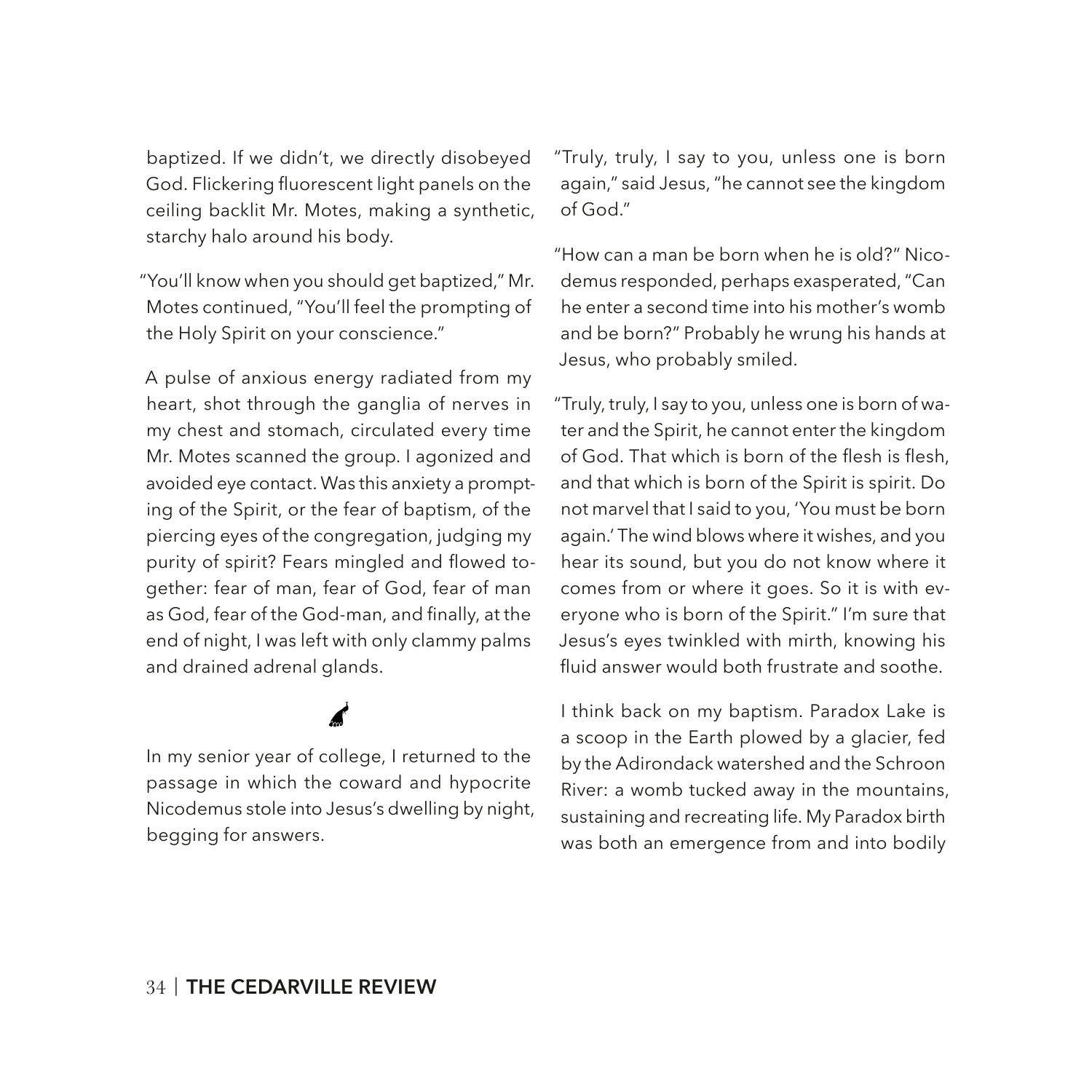baptized. If we didn't, we directly disobeyed God. Flickering fluorescent light panels on the ceiling backlit Mr. Motes, making a synthetic, starchy halo around his body.

"You'll know when you should get baptized," Mr. Motes continued, "You'll feel the prompting of the Holy Spirit on your conscience."

A pulse of anxious energy radiated from my heart, shot through the ganglia of nerves in my chest and stomach, circulated every time Mr. Motes scanned the group. I agonized and avoided eye contact. Was this anxiety a prompting of the Spirit, or the fear of baptism, of the piercing eyes of the congregation, judging my purity of spirit? Fears mingled and flowed together: fear of man, fear of God, fear of man as God, fear of the God-man, and finally, at the end of night, I was left with only clammy palms and drained adrenal glands.

In my senior year of college, I returned to the passage in which the coward and hypocrite Nicodemus stole into Jesus's dwelling by night, begging for answers.

"Truly, truly, I say to you, unless one is born again," said Jesus, "he cannot see the kingdom of God."

"How can a man be born when he is old?" Nicodemus responded, perhaps exasperated, "Can he enter a second time into his mother's womb and be born?" Probably he wrung his hands at Jesus, who probably smiled.

"Truly, truly, I say to you, unless one is born of water and the Spirit, he cannot enter the kingdom of God. That which is born of the flesh is flesh, and that which is born of the Spirit is spirit. Do not marvel that I said to you, 'You must be born again.' The wind blows where it wishes, and you hear its sound, but you do not know where it comes from or where it goes. So it is with everyone who is born of the Spirit." I'm sure that Jesus's eyes twinkled with mirth, knowing his fluid answer would both frustrate and soothe.

I think back on my baptism. Paradox Lake is a scoop in the Earth plowed by a glacier, fed by the Adirondack watershed and the Schroon River: a womb tucked away in the mountains, sustaining and recreating life. My Paradox birth was both an emergence from and into bodily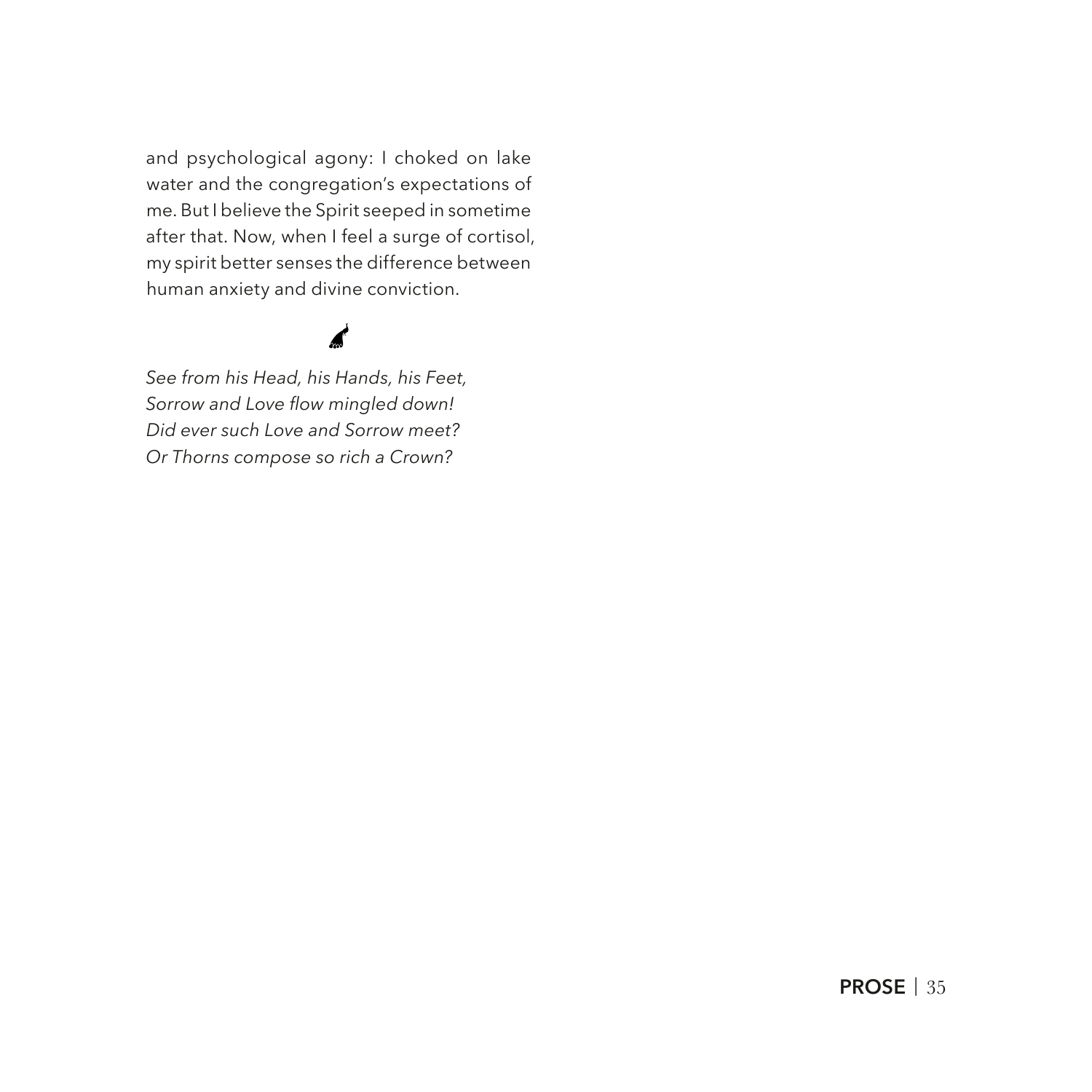and psychological agony: I choked on lake water and the congregation's expectations of me. But I believe the Spirit seeped in sometime after that. Now, when I feel a surge of cortisol, my spirit better senses the difference between human anxiety and divine conviction.

*See from his Head, his Hands, his Feet,*
*Sorrow and Love flow mingled down!*
*Did ever such Love and Sorrow meet?*
*Or Thorns compose so rich a Crown?*